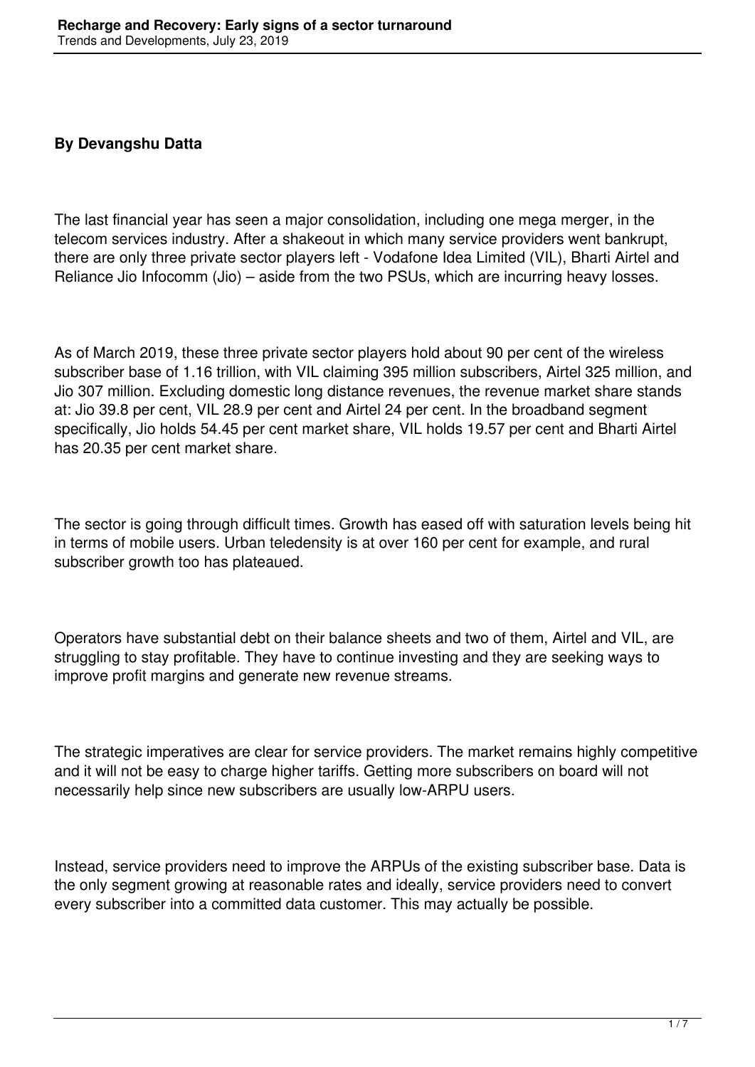**By Devangshu Datta**

The last financial year has seen a major consolidation, including one mega merger, in the telecom services industry. After a shakeout in which many service providers went bankrupt, there are only three private sector players left - Vodafone Idea Limited (VIL), Bharti Airtel and Reliance Jio Infocomm (Jio) – aside from the two PSUs, which are incurring heavy losses.

As of March 2019, these three private sector players hold about 90 per cent of the wireless subscriber base of 1.16 trillion, with VIL claiming 395 million subscribers, Airtel 325 million, and Jio 307 million. Excluding domestic long distance revenues, the revenue market share stands at: Jio 39.8 per cent, VIL 28.9 per cent and Airtel 24 per cent. In the broadband segment specifically, Jio holds 54.45 per cent market share, VIL holds 19.57 per cent and Bharti Airtel has 20.35 per cent market share.

The sector is going through difficult times. Growth has eased off with saturation levels being hit in terms of mobile users. Urban teledensity is at over 160 per cent for example, and rural subscriber growth too has plateaued.

Operators have substantial debt on their balance sheets and two of them, Airtel and VIL, are struggling to stay profitable. They have to continue investing and they are seeking ways to improve profit margins and generate new revenue streams.

The strategic imperatives are clear for service providers. The market remains highly competitive and it will not be easy to charge higher tariffs. Getting more subscribers on board will not necessarily help since new subscribers are usually low-ARPU users.

Instead, service providers need to improve the ARPUs of the existing subscriber base. Data is the only segment growing at reasonable rates and ideally, service providers need to convert every subscriber into a committed data customer. This may actually be possible.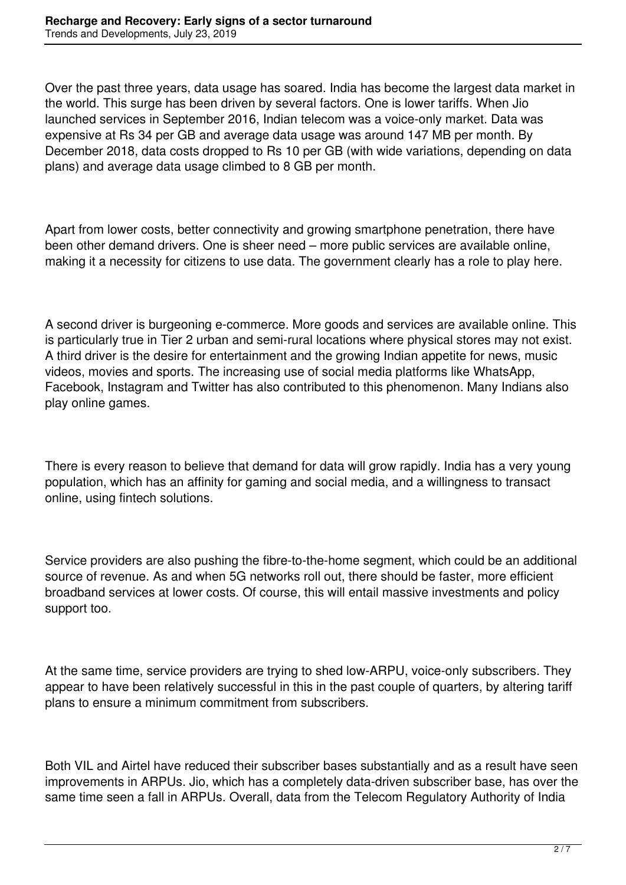Over the past three years, data usage has soared. India has become the largest data market in the world. This surge has been driven by several factors. One is lower tariffs. When Jio launched services in September 2016, Indian telecom was a voice-only market. Data was expensive at Rs 34 per GB and average data usage was around 147 MB per month. By December 2018, data costs dropped to Rs 10 per GB (with wide variations, depending on data plans) and average data usage climbed to 8 GB per month.

Apart from lower costs, better connectivity and growing smartphone penetration, there have been other demand drivers. One is sheer need – more public services are available online, making it a necessity for citizens to use data. The government clearly has a role to play here.

A second driver is burgeoning e-commerce. More goods and services are available online. This is particularly true in Tier 2 urban and semi-rural locations where physical stores may not exist. A third driver is the desire for entertainment and the growing Indian appetite for news, music videos, movies and sports. The increasing use of social media platforms like WhatsApp, Facebook, Instagram and Twitter has also contributed to this phenomenon. Many Indians also play online games.

There is every reason to believe that demand for data will grow rapidly. India has a very young population, which has an affinity for gaming and social media, and a willingness to transact online, using fintech solutions.

Service providers are also pushing the fibre-to-the-home segment, which could be an additional source of revenue. As and when 5G networks roll out, there should be faster, more efficient broadband services at lower costs. Of course, this will entail massive investments and policy support too.

At the same time, service providers are trying to shed low-ARPU, voice-only subscribers. They appear to have been relatively successful in this in the past couple of quarters, by altering tariff plans to ensure a minimum commitment from subscribers.

Both VIL and Airtel have reduced their subscriber bases substantially and as a result have seen improvements in ARPUs. Jio, which has a completely data-driven subscriber base, has over the same time seen a fall in ARPUs. Overall, data from the Telecom Regulatory Authority of India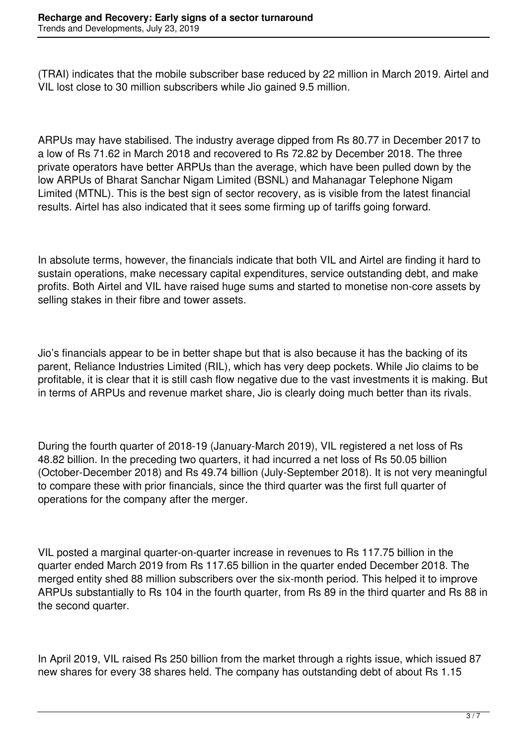(TRAI) indicates that the mobile subscriber base reduced by 22 million in March 2019. Airtel and VIL lost close to 30 million subscribers while Jio gained 9.5 million.

ARPUs may have stabilised. The industry average dipped from Rs 80.77 in December 2017 to a low of Rs 71.62 in March 2018 and recovered to Rs 72.82 by December 2018. The three private operators have better ARPUs than the average, which have been pulled down by the low ARPUs of Bharat Sanchar Nigam Limited (BSNL) and Mahanagar Telephone Nigam Limited (MTNL). This is the best sign of sector recovery, as is visible from the latest financial results. Airtel has also indicated that it sees some firming up of tariffs going forward.

In absolute terms, however, the financials indicate that both VIL and Airtel are finding it hard to sustain operations, make necessary capital expenditures, service outstanding debt, and make profits. Both Airtel and VIL have raised huge sums and started to monetise non-core assets by selling stakes in their fibre and tower assets.

Jio's financials appear to be in better shape but that is also because it has the backing of its parent, Reliance Industries Limited (RIL), which has very deep pockets. While Jio claims to be profitable, it is clear that it is still cash flow negative due to the vast investments it is making. But in terms of ARPUs and revenue market share, Jio is clearly doing much better than its rivals.

During the fourth quarter of 2018-19 (January-March 2019), VIL registered a net loss of Rs 48.82 billion. In the preceding two quarters, it had incurred a net loss of Rs 50.05 billion (October-December 2018) and Rs 49.74 billion (July-September 2018). It is not very meaningful to compare these with prior financials, since the third quarter was the first full quarter of operations for the company after the merger.

VIL posted a marginal quarter-on-quarter increase in revenues to Rs 117.75 billion in the quarter ended March 2019 from Rs 117.65 billion in the quarter ended December 2018. The merged entity shed 88 million subscribers over the six-month period. This helped it to improve ARPUs substantially to Rs 104 in the fourth quarter, from Rs 89 in the third quarter and Rs 88 in the second quarter.

In April 2019, VIL raised Rs 250 billion from the market through a rights issue, which issued 87 new shares for every 38 shares held. The company has outstanding debt of about Rs 1.15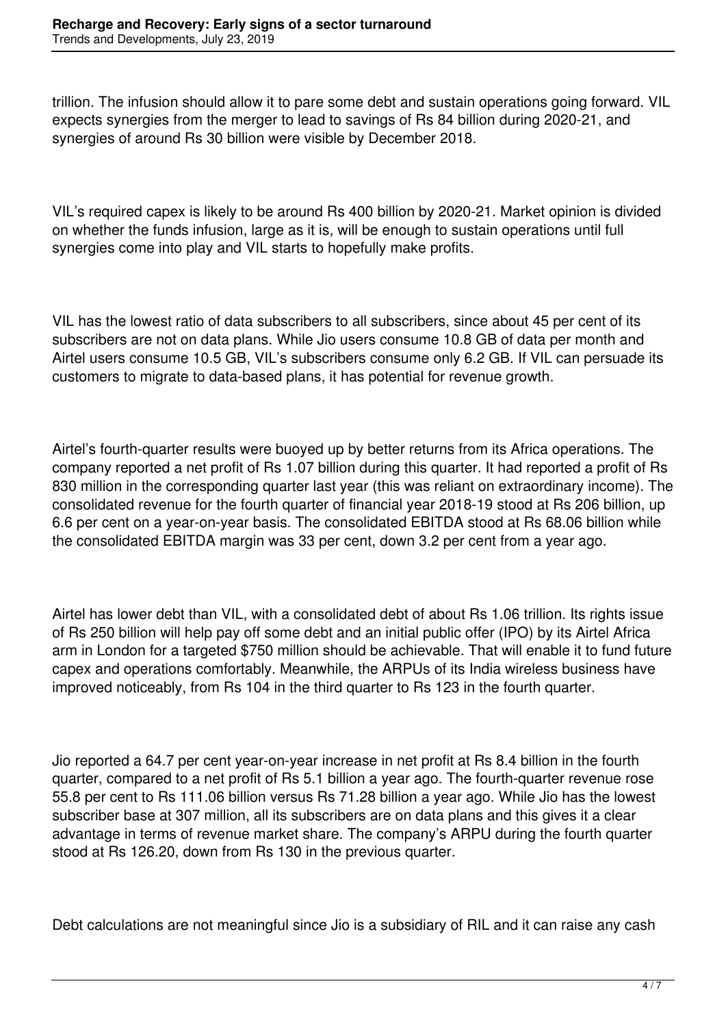trillion. The infusion should allow it to pare some debt and sustain operations going forward. VIL expects synergies from the merger to lead to savings of Rs 84 billion during 2020-21, and synergies of around Rs 30 billion were visible by December 2018.

VIL's required capex is likely to be around Rs 400 billion by 2020-21. Market opinion is divided on whether the funds infusion, large as it is, will be enough to sustain operations until full synergies come into play and VIL starts to hopefully make profits.

VIL has the lowest ratio of data subscribers to all subscribers, since about 45 per cent of its subscribers are not on data plans. While Jio users consume 10.8 GB of data per month and Airtel users consume 10.5 GB, VIL's subscribers consume only 6.2 GB. If VIL can persuade its customers to migrate to data-based plans, it has potential for revenue growth.

Airtel's fourth-quarter results were buoyed up by better returns from its Africa operations. The company reported a net profit of Rs 1.07 billion during this quarter. It had reported a profit of Rs 830 million in the corresponding quarter last year (this was reliant on extraordinary income). The consolidated revenue for the fourth quarter of financial year 2018-19 stood at Rs 206 billion, up 6.6 per cent on a year-on-year basis. The consolidated EBITDA stood at Rs 68.06 billion while the consolidated EBITDA margin was 33 per cent, down 3.2 per cent from a year ago.

Airtel has lower debt than VIL, with a consolidated debt of about Rs 1.06 trillion. Its rights issue of Rs 250 billion will help pay off some debt and an initial public offer (IPO) by its Airtel Africa arm in London for a targeted $750 million should be achievable. That will enable it to fund future capex and operations comfortably. Meanwhile, the ARPUs of its India wireless business have improved noticeably, from Rs 104 in the third quarter to Rs 123 in the fourth quarter.

Jio reported a 64.7 per cent year-on-year increase in net profit at Rs 8.4 billion in the fourth quarter, compared to a net profit of Rs 5.1 billion a year ago. The fourth-quarter revenue rose 55.8 per cent to Rs 111.06 billion versus Rs 71.28 billion a year ago. While Jio has the lowest subscriber base at 307 million, all its subscribers are on data plans and this gives it a clear advantage in terms of revenue market share. The company's ARPU during the fourth quarter stood at Rs 126.20, down from Rs 130 in the previous quarter.

Debt calculations are not meaningful since Jio is a subsidiary of RIL and it can raise any cash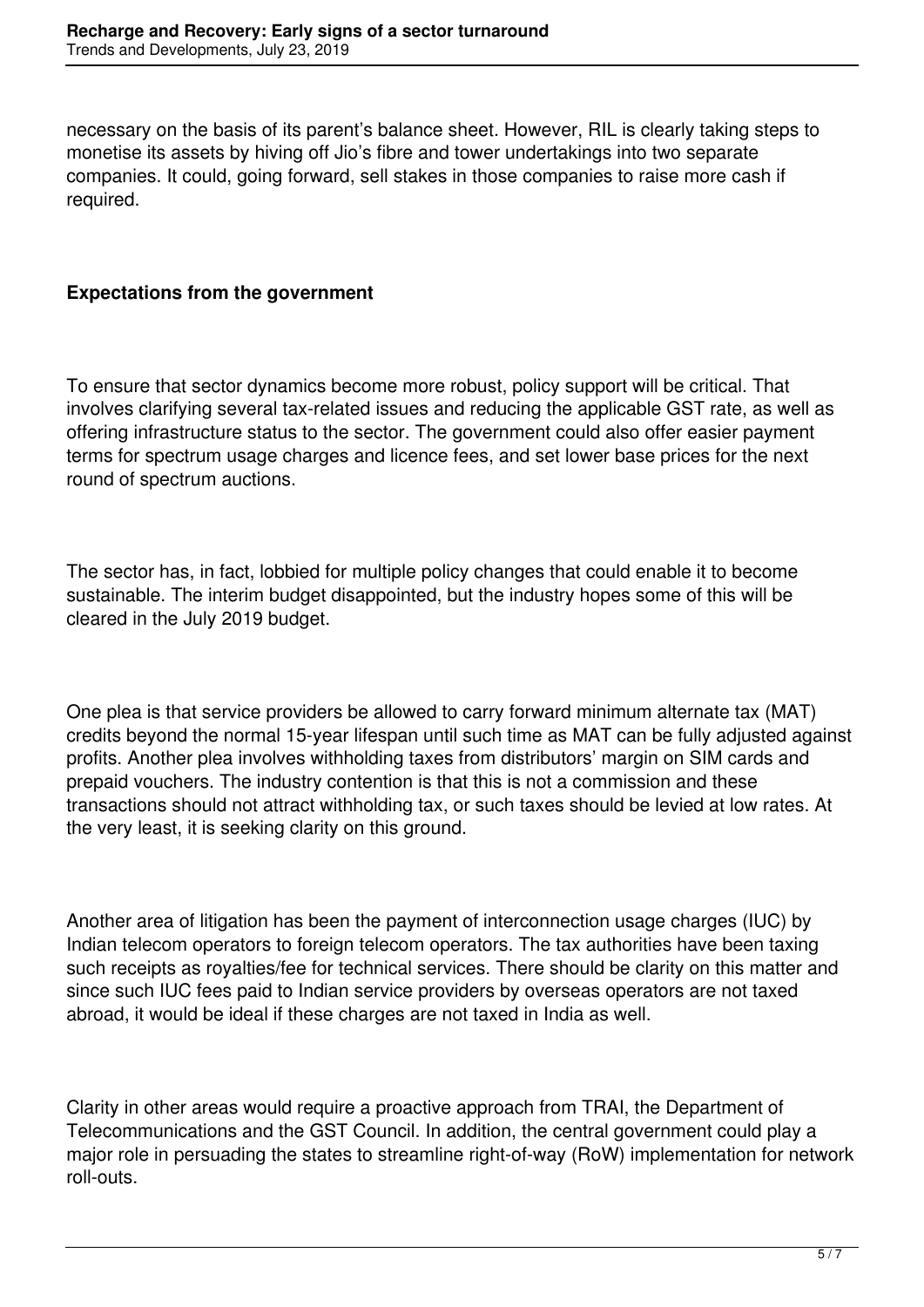necessary on the basis of its parent's balance sheet. However, RIL is clearly taking steps to monetise its assets by hiving off Jio's fibre and tower undertakings into two separate companies. It could, going forward, sell stakes in those companies to raise more cash if required.

**Expectations from the government**

To ensure that sector dynamics become more robust, policy support will be critical. That involves clarifying several tax-related issues and reducing the applicable GST rate, as well as offering infrastructure status to the sector. The government could also offer easier payment terms for spectrum usage charges and licence fees, and set lower base prices for the next round of spectrum auctions.

The sector has, in fact, lobbied for multiple policy changes that could enable it to become sustainable. The interim budget disappointed, but the industry hopes some of this will be cleared in the July 2019 budget.

One plea is that service providers be allowed to carry forward minimum alternate tax (MAT) credits beyond the normal 15-year lifespan until such time as MAT can be fully adjusted against profits. Another plea involves withholding taxes from distributors' margin on SIM cards and prepaid vouchers. The industry contention is that this is not a commission and these transactions should not attract withholding tax, or such taxes should be levied at low rates. At the very least, it is seeking clarity on this ground.

Another area of litigation has been the payment of interconnection usage charges (IUC) by Indian telecom operators to foreign telecom operators. The tax authorities have been taxing such receipts as royalties/fee for technical services. There should be clarity on this matter and since such IUC fees paid to Indian service providers by overseas operators are not taxed abroad, it would be ideal if these charges are not taxed in India as well.

Clarity in other areas would require a proactive approach from TRAI, the Department of Telecommunications and the GST Council. In addition, the central government could play a major role in persuading the states to streamline right-of-way (RoW) implementation for network roll-outs.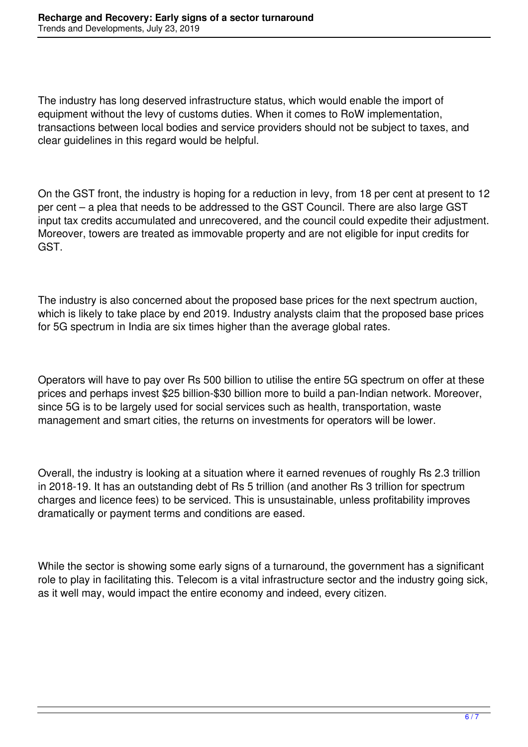The industry has long deserved infrastructure status, which would enable the import of equipment without the levy of customs duties. When it comes to RoW implementation, transactions between local bodies and service providers should not be subject to taxes, and clear guidelines in this regard would be helpful.

On the GST front, the industry is hoping for a reduction in levy, from 18 per cent at present to 12 per cent – a plea that needs to be addressed to the GST Council. There are also large GST input tax credits accumulated and unrecovered, and the council could expedite their adjustment. Moreover, towers are treated as immovable property and are not eligible for input credits for GST.

The industry is also concerned about the proposed base prices for the next spectrum auction, which is likely to take place by end 2019. Industry analysts claim that the proposed base prices for 5G spectrum in India are six times higher than the average global rates.

Operators will have to pay over Rs 500 billion to utilise the entire 5G spectrum on offer at these prices and perhaps invest $25 billion-$30 billion more to build a pan-Indian network. Moreover, since 5G is to be largely used for social services such as health, transportation, waste management and smart cities, the returns on investments for operators will be lower.

Overall, the industry is looking at a situation where it earned revenues of roughly Rs 2.3 trillion in 2018-19. It has an outstanding debt of Rs 5 trillion (and another Rs 3 trillion for spectrum charges and licence fees) to be serviced. This is unsustainable, unless profitability improves dramatically or payment terms and conditions are eased.

While the sector is showing some early signs of a turnaround, the government has a significant role to play in facilitating this. Telecom is a vital infrastructure sector and the industry going sick, as it well may, would impact the entire economy and indeed, every citizen.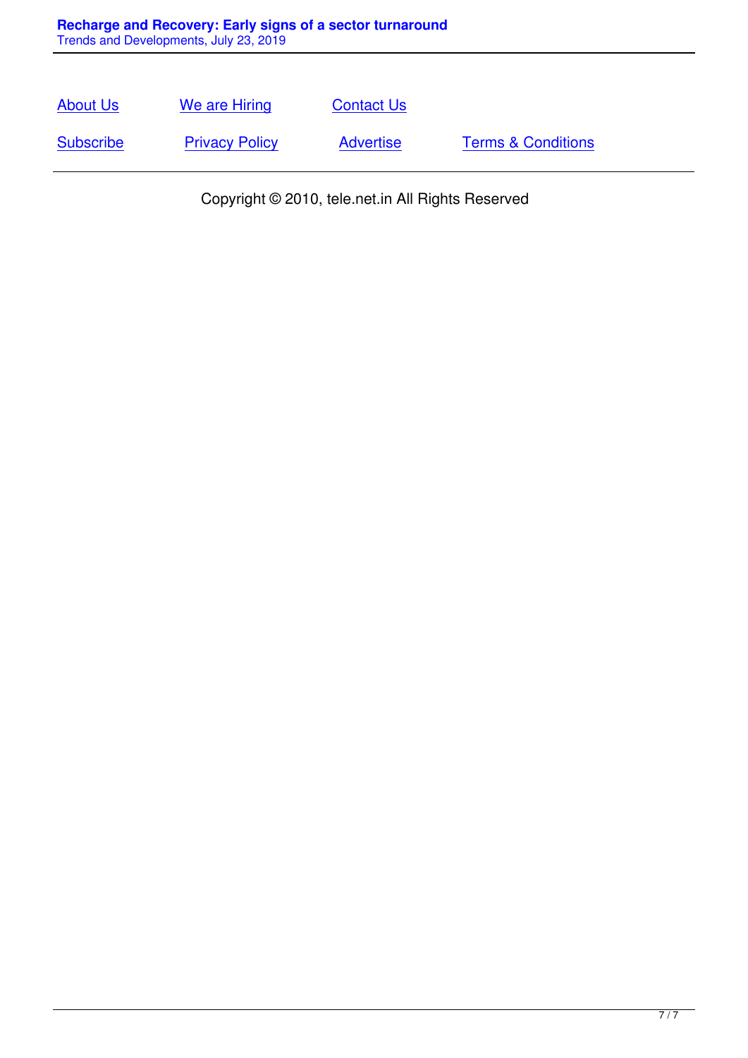About Us We are Hiring Contact Us

Subscribe Privacy Policy Advertise Terms & Conditions

---

Copyright © 2010, tele.net.in All Rights Reserved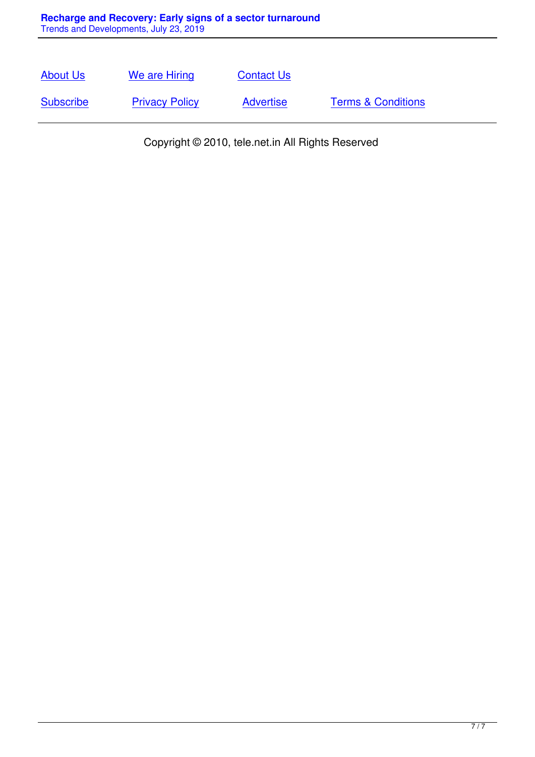About Us We are Hiring Contact Us

Subscribe Privacy Policy Advertise Terms & Conditions

---

Copyright © 2010, tele.net.in All Rights Reserved